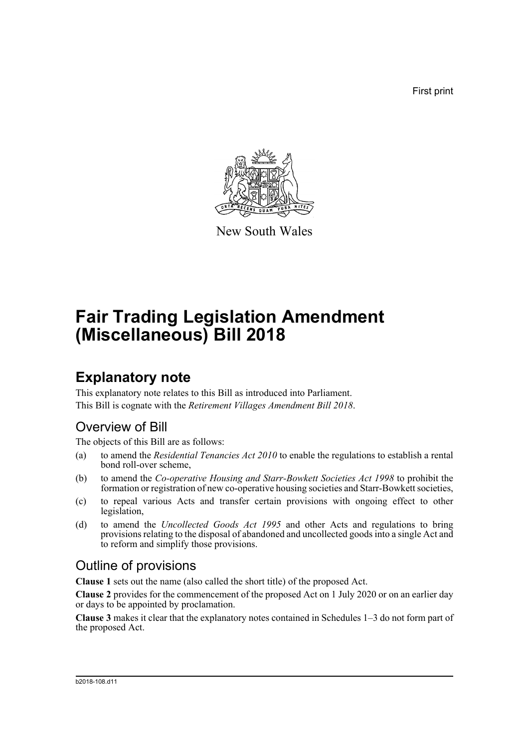First print

New South Wales

# Fair Trading Legislation Amendment (Miscellaneous) Bill 2018

## Explanatory note

This explanatory note relates to this Bill as introduced into Parliament.

This Bill is cognate with the *Retirement Villages Amendment Bill 2018*.

### Overview of Bill

The objects of this Bill are as follows:

(a) to amend the *Residential Tenancies Act 2010* to enable the regulations to establish a rental bond roll-over scheme,

(b) to amend the *Co-operative Housing and Starr-Bowkett Societies Act 1998* to prohibit the formation or registration of new co-operative housing societies and Starr-Bowkett societies,

(c) to repeal various Acts and transfer certain provisions with ongoing effect to other legislation,

(d) to amend the *Uncollected Goods Act 1995* and other Acts and regulations to bring provisions relating to the disposal of abandoned and uncollected goods into a single Act and to reform and simplify those provisions.

### Outline of provisions

**Clause 1** sets out the name (also called the short title) of the proposed Act.

**Clause 2** provides for the commencement of the proposed Act on 1 July 2020 or on an earlier day or days to be appointed by proclamation.

**Clause 3** makes it clear that the explanatory notes contained in Schedules 1–3 do not form part of the proposed Act.

b2018-108.d11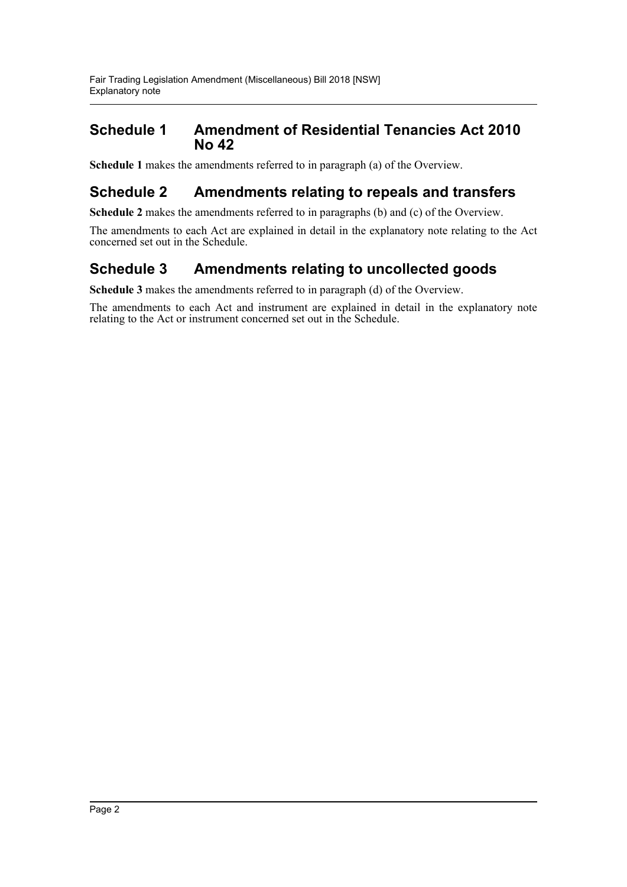## Schedule 1 Amendment of Residential Tenancies Act 2010 No 42

**Schedule 1** makes the amendments referred to in paragraph (a) of the Overview.

## Schedule 2 Amendments relating to repeals and transfers

**Schedule 2** makes the amendments referred to in paragraphs (b) and (c) of the Overview.

The amendments to each Act are explained in detail in the explanatory note relating to the Act concerned set out in the Schedule.

## Schedule 3 Amendments relating to uncollected goods

**Schedule 3** makes the amendments referred to in paragraph (d) of the Overview.

The amendments to each Act and instrument are explained in detail in the explanatory note relating to the Act or instrument concerned set out in the Schedule.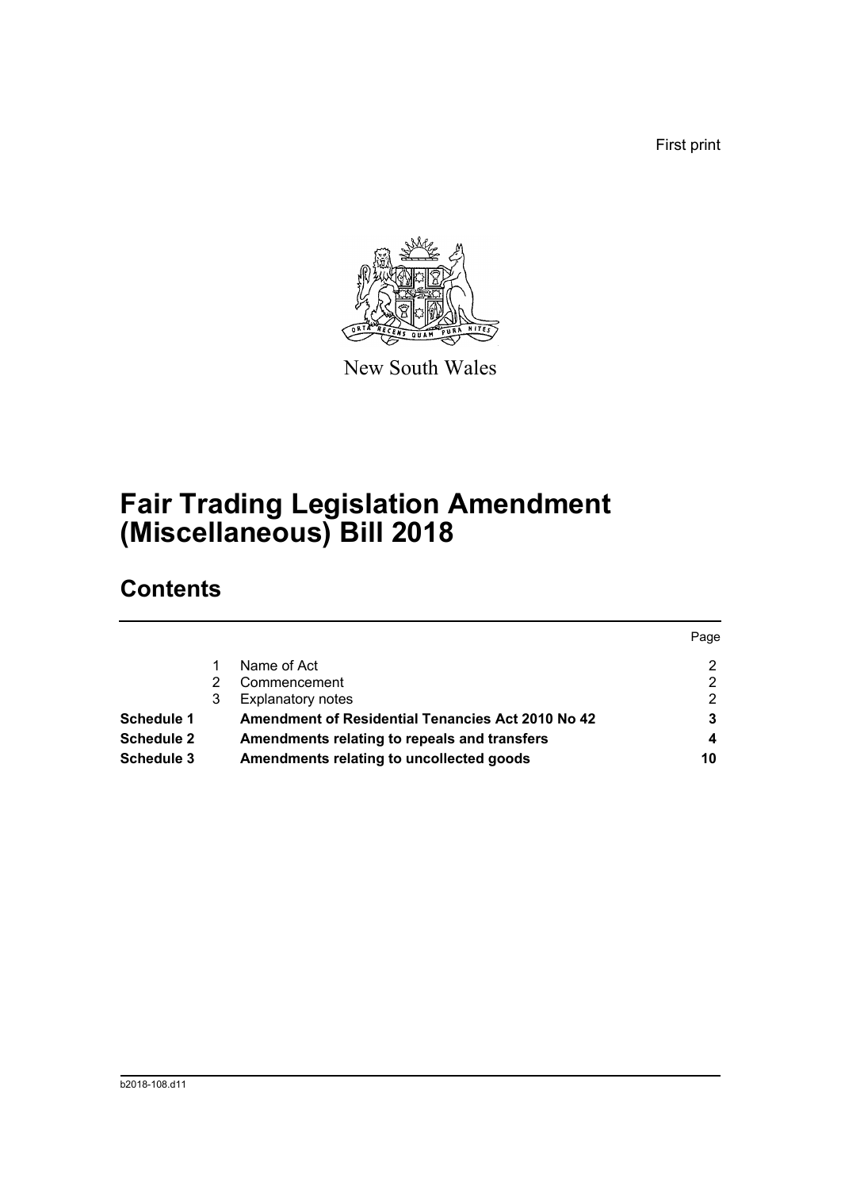First print

New South Wales

# Fair Trading Legislation Amendment (Miscellaneous) Bill 2018

## Contents

| | | | Page |
|---|---|---|---|
| | 1 | Name of Act | 2 |
| | 2 | Commencement | 2 |
| | 3 | Explanatory notes | 2 |
| **Schedule 1** | | **Amendment of Residential Tenancies Act 2010 No 42** | **3** |
| **Schedule 2** | | **Amendments relating to repeals and transfers** | **4** |
| **Schedule 3** | | **Amendments relating to uncollected goods** | **10** |

b2018-108.d11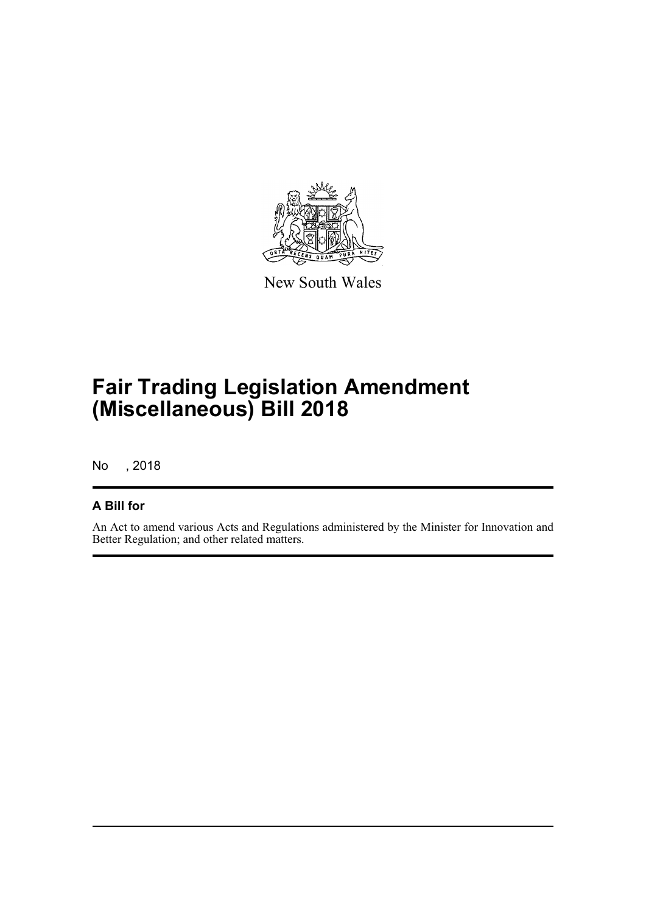New South Wales

# Fair Trading Legislation Amendment (Miscellaneous) Bill 2018

No , 2018

## A Bill for

An Act to amend various Acts and Regulations administered by the Minister for Innovation and Better Regulation; and other related matters.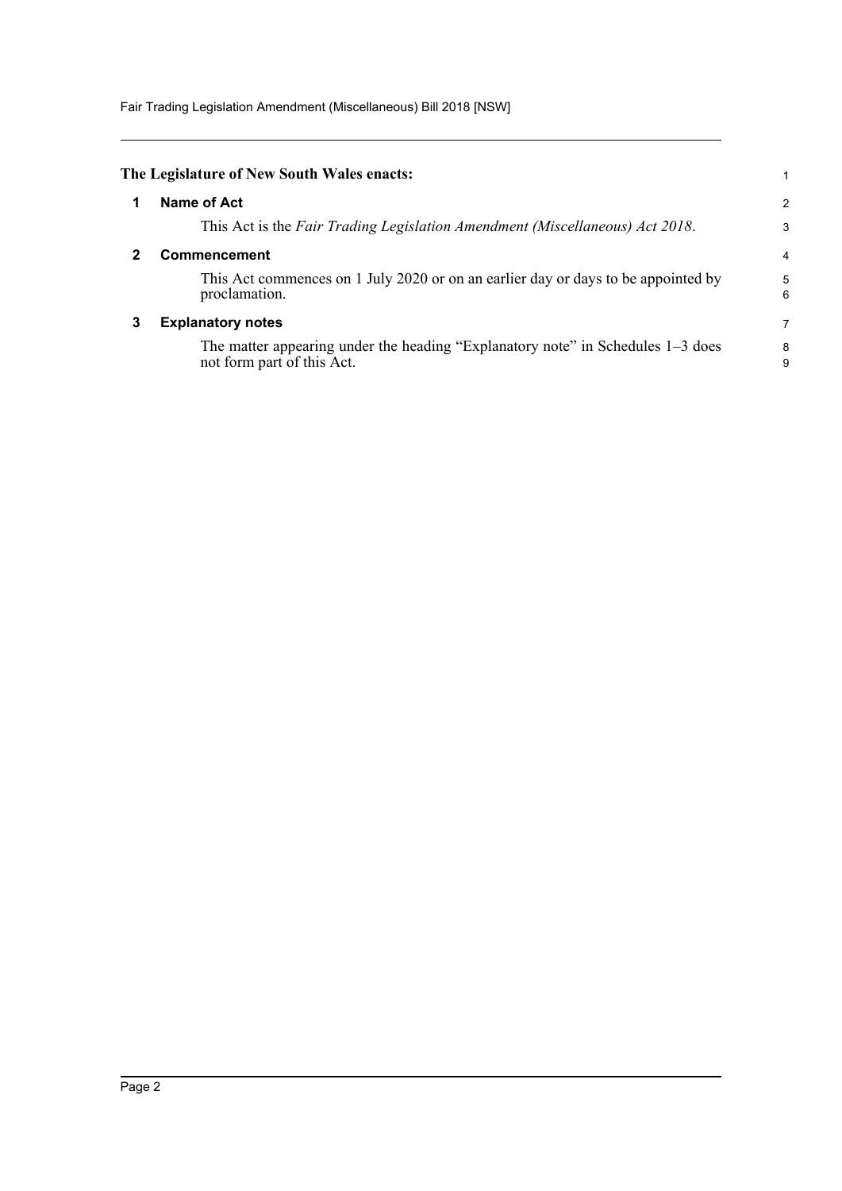**The Legislature of New South Wales enacts:**

## 1 Name of Act

This Act is the *Fair Trading Legislation Amendment (Miscellaneous) Act 2018*.

## 2 Commencement

This Act commences on 1 July 2020 or on an earlier day or days to be appointed by proclamation.

## 3 Explanatory notes

The matter appearing under the heading "Explanatory note" in Schedules 1–3 does not form part of this Act.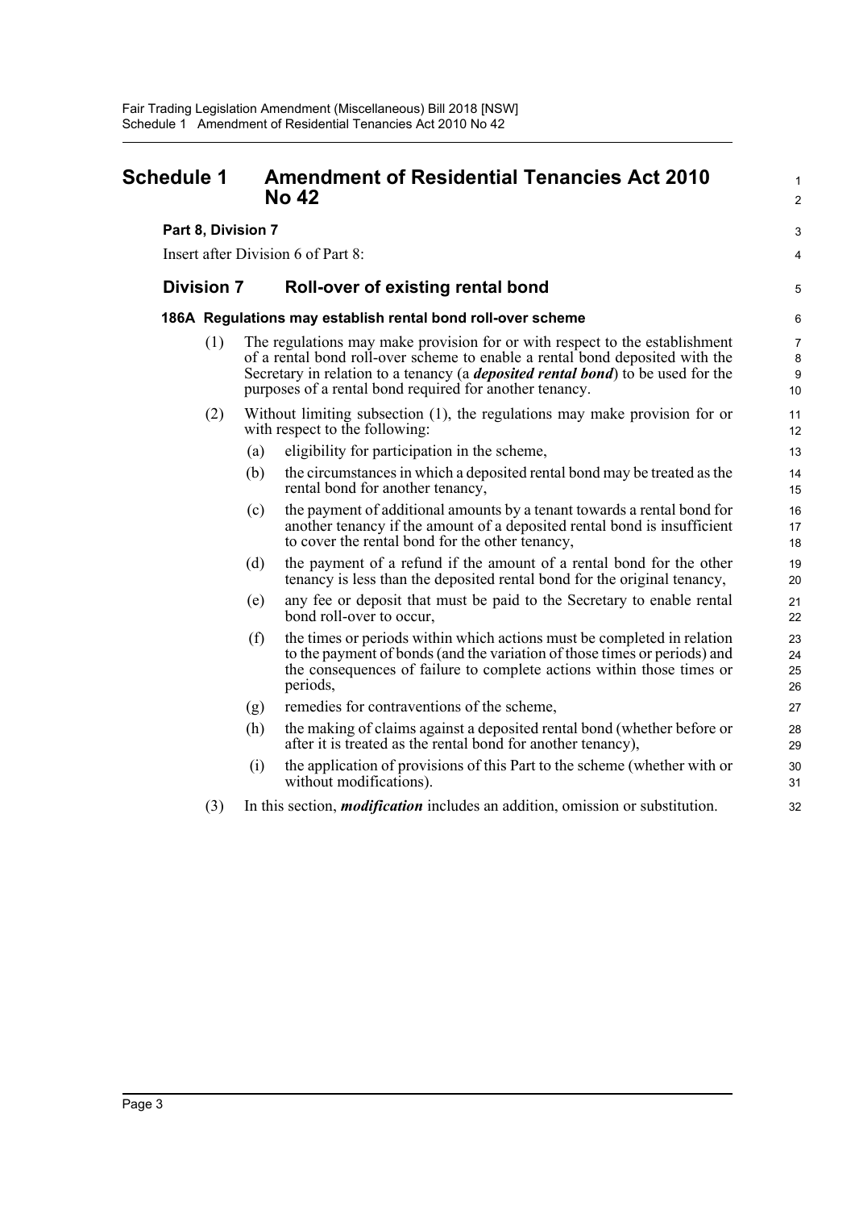# Schedule 1 Amendment of Residential Tenancies Act 2010 No 42

### Part 8, Division 7

Insert after Division 6 of Part 8:

## Division 7 Roll-over of existing rental bond

### 186A Regulations may establish rental bond roll-over scheme

(1) The regulations may make provision for or with respect to the establishment of a rental bond roll-over scheme to enable a rental bond deposited with the Secretary in relation to a tenancy (a ***deposited rental bond***) to be used for the purposes of a rental bond required for another tenancy.

(2) Without limiting subsection (1), the regulations may make provision for or with respect to the following:

(a) eligibility for participation in the scheme,

(b) the circumstances in which a deposited rental bond may be treated as the rental bond for another tenancy,

(c) the payment of additional amounts by a tenant towards a rental bond for another tenancy if the amount of a deposited rental bond is insufficient to cover the rental bond for the other tenancy,

(d) the payment of a refund if the amount of a rental bond for the other tenancy is less than the deposited rental bond for the original tenancy,

(e) any fee or deposit that must be paid to the Secretary to enable rental bond roll-over to occur,

(f) the times or periods within which actions must be completed in relation to the payment of bonds (and the variation of those times or periods) and the consequences of failure to complete actions within those times or periods,

(g) remedies for contraventions of the scheme,

(h) the making of claims against a deposited rental bond (whether before or after it is treated as the rental bond for another tenancy),

(i) the application of provisions of this Part to the scheme (whether with or without modifications).

(3) In this section, ***modification*** includes an addition, omission or substitution.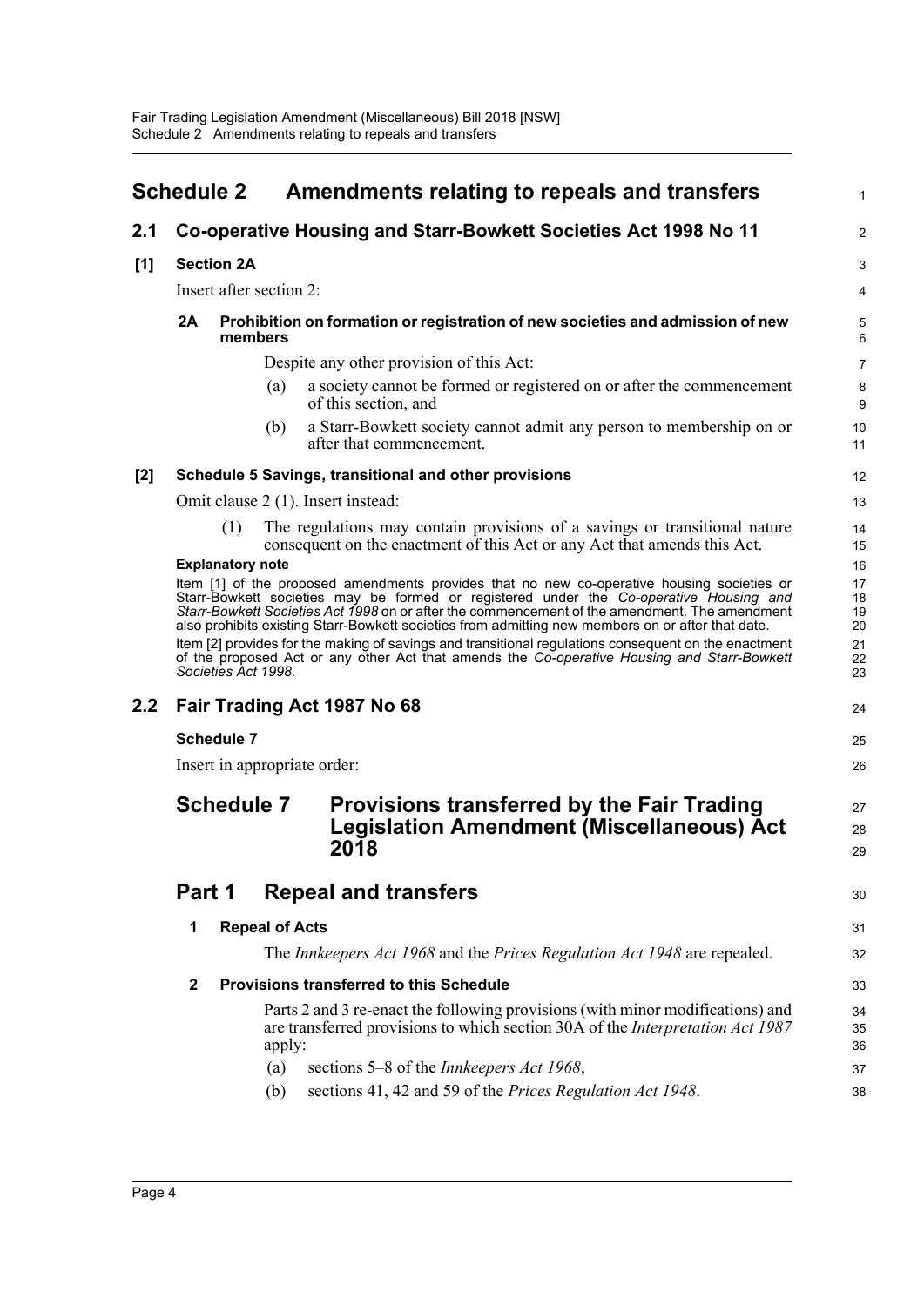# Schedule 2 Amendments relating to repeals and transfers

## 2.1 Co-operative Housing and Starr-Bowkett Societies Act 1998 No 11

### [1] Section 2A

Insert after section 2:

**2A Prohibition on formation or registration of new societies and admission of new members**

Despite any other provision of this Act:

(a) a society cannot be formed or registered on or after the commencement of this section, and

(b) a Starr-Bowkett society cannot admit any person to membership on or after that commencement.

### [2] Schedule 5 Savings, transitional and other provisions

Omit clause 2 (1). Insert instead:

(1) The regulations may contain provisions of a savings or transitional nature consequent on the enactment of this Act or any Act that amends this Act.

**Explanatory note**

Item [1] of the proposed amendments provides that no new co-operative housing societies or Starr-Bowkett societies may be formed or registered under the *Co-operative Housing and Starr-Bowkett Societies Act 1998* on or after the commencement of the amendment. The amendment also prohibits existing Starr-Bowkett societies from admitting new members on or after that date.

Item [2] provides for the making of savings and transitional regulations consequent on the enactment of the proposed Act or any other Act that amends the *Co-operative Housing and Starr-Bowkett Societies Act 1998*.

## 2.2 Fair Trading Act 1987 No 68

**Schedule 7**

Insert in appropriate order:

# Schedule 7 Provisions transferred by the Fair Trading Legislation Amendment (Miscellaneous) Act 2018

## Part 1 Repeal and transfers

**1 Repeal of Acts**

The *Innkeepers Act 1968* and the *Prices Regulation Act 1948* are repealed.

**2 Provisions transferred to this Schedule**

Parts 2 and 3 re-enact the following provisions (with minor modifications) and are transferred provisions to which section 30A of the *Interpretation Act 1987* apply:

(a) sections 5–8 of the *Innkeepers Act 1968*,

(b) sections 41, 42 and 59 of the *Prices Regulation Act 1948*.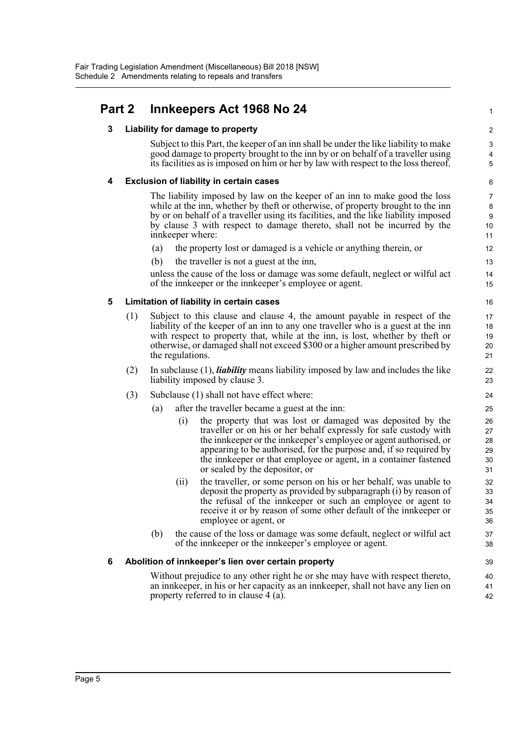## Part 2 Innkeepers Act 1968 No 24

### 3 Liability for damage to property

Subject to this Part, the keeper of an inn shall be under the like liability to make good damage to property brought to the inn by or on behalf of a traveller using its facilities as is imposed on him or her by law with respect to the loss thereof.

### 4 Exclusion of liability in certain cases

The liability imposed by law on the keeper of an inn to make good the loss while at the inn, whether by theft or otherwise, of property brought to the inn by or on behalf of a traveller using its facilities, and the like liability imposed by clause 3 with respect to damage thereto, shall not be incurred by the innkeeper where:

(a) the property lost or damaged is a vehicle or anything therein, or

(b) the traveller is not a guest at the inn,

unless the cause of the loss or damage was some default, neglect or wilful act of the innkeeper or the innkeeper's employee or agent.

### 5 Limitation of liability in certain cases

(1) Subject to this clause and clause 4, the amount payable in respect of the liability of the keeper of an inn to any one traveller who is a guest at the inn with respect to property that, while at the inn, is lost, whether by theft or otherwise, or damaged shall not exceed $300 or a higher amount prescribed by the regulations.

(2) In subclause (1), ***liability*** means liability imposed by law and includes the like liability imposed by clause 3.

(3) Subclause (1) shall not have effect where:

(a) after the traveller became a guest at the inn:

(i) the property that was lost or damaged was deposited by the traveller or on his or her behalf expressly for safe custody with the innkeeper or the innkeeper's employee or agent authorised, or appearing to be authorised, for the purpose and, if so required by the innkeeper or that employee or agent, in a container fastened or sealed by the depositor, or

(ii) the traveller, or some person on his or her behalf, was unable to deposit the property as provided by subparagraph (i) by reason of the refusal of the innkeeper or such an employee or agent to receive it or by reason of some other default of the innkeeper or employee or agent, or

(b) the cause of the loss or damage was some default, neglect or wilful act of the innkeeper or the innkeeper's employee or agent.

### 6 Abolition of innkeeper's lien over certain property

Without prejudice to any other right he or she may have with respect thereto, an innkeeper, in his or her capacity as an innkeeper, shall not have any lien on property referred to in clause 4 (a).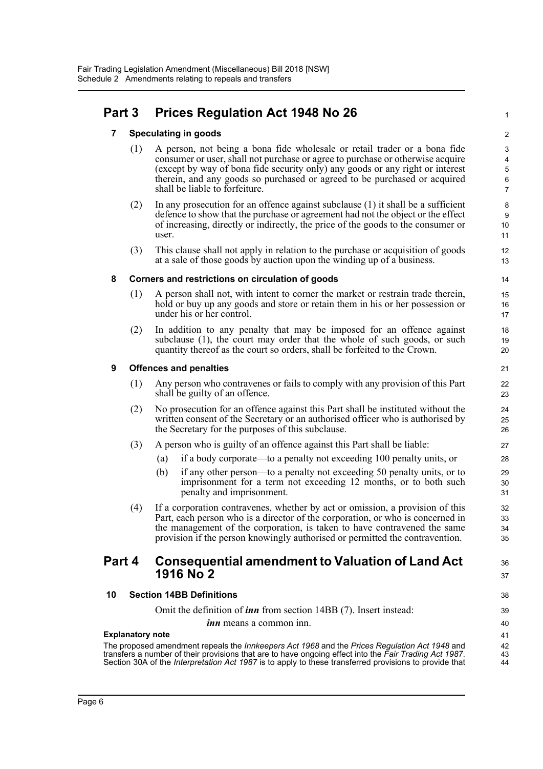## Part 3 Prices Regulation Act 1948 No 26

### 7 Speculating in goods

(1) A person, not being a bona fide wholesale or retail trader or a bona fide consumer or user, shall not purchase or agree to purchase or otherwise acquire (except by way of bona fide security only) any goods or any right or interest therein, and any goods so purchased or agreed to be purchased or acquired shall be liable to forfeiture.

(2) In any prosecution for an offence against subclause (1) it shall be a sufficient defence to show that the purchase or agreement had not the object or the effect of increasing, directly or indirectly, the price of the goods to the consumer or user.

(3) This clause shall not apply in relation to the purchase or acquisition of goods at a sale of those goods by auction upon the winding up of a business.

### 8 Corners and restrictions on circulation of goods

(1) A person shall not, with intent to corner the market or restrain trade therein, hold or buy up any goods and store or retain them in his or her possession or under his or her control.

(2) In addition to any penalty that may be imposed for an offence against subclause (1), the court may order that the whole of such goods, or such quantity thereof as the court so orders, shall be forfeited to the Crown.

### 9 Offences and penalties

(1) Any person who contravenes or fails to comply with any provision of this Part shall be guilty of an offence.

(2) No prosecution for an offence against this Part shall be instituted without the written consent of the Secretary or an authorised officer who is authorised by the Secretary for the purposes of this subclause.

(3) A person who is guilty of an offence against this Part shall be liable:

(a) if a body corporate—to a penalty not exceeding 100 penalty units, or

(b) if any other person—to a penalty not exceeding 50 penalty units, or to imprisonment for a term not exceeding 12 months, or to both such penalty and imprisonment.

(4) If a corporation contravenes, whether by act or omission, a provision of this Part, each person who is a director of the corporation, or who is concerned in the management of the corporation, is taken to have contravened the same provision if the person knowingly authorised or permitted the contravention.

## Part 4 Consequential amendment to Valuation of Land Act 1916 No 2

### 10 Section 14BB Definitions

Omit the definition of ***inn*** from section 14BB (7). Insert instead:

***inn*** means a common inn.

**Explanatory note**

The proposed amendment repeals the *Innkeepers Act 1968* and the *Prices Regulation Act 1948* and transfers a number of their provisions that are to have ongoing effect into the *Fair Trading Act 1987*. Section 30A of the *Interpretation Act 1987* is to apply to these transferred provisions to provide that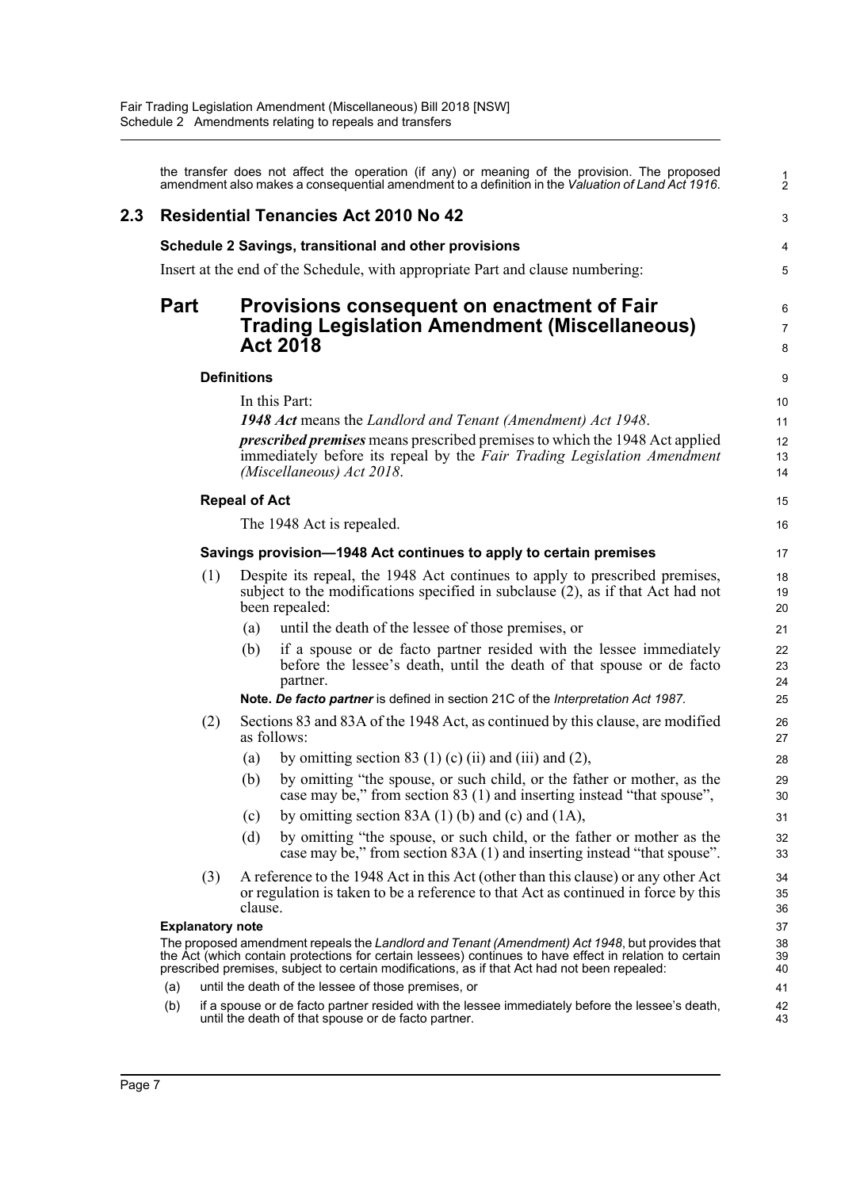the transfer does not affect the operation (if any) or meaning of the provision. The proposed amendment also makes a consequential amendment to a definition in the *Valuation of Land Act 1916*.

## 2.3 Residential Tenancies Act 2010 No 42

### Schedule 2 Savings, transitional and other provisions

Insert at the end of the Schedule, with appropriate Part and clause numbering:

## Part Provisions consequent on enactment of Fair Trading Legislation Amendment (Miscellaneous) Act 2018

### Definitions

In this Part:

***1948 Act*** means the *Landlord and Tenant (Amendment) Act 1948*.

***prescribed premises*** means prescribed premises to which the 1948 Act applied immediately before its repeal by the *Fair Trading Legislation Amendment (Miscellaneous) Act 2018*.

### Repeal of Act

The 1948 Act is repealed.

### Savings provision—1948 Act continues to apply to certain premises

(1) Despite its repeal, the 1948 Act continues to apply to prescribed premises, subject to the modifications specified in subclause (2), as if that Act had not been repealed:

- (a) until the death of the lessee of those premises, or
- (b) if a spouse or de facto partner resided with the lessee immediately before the lessee's death, until the death of that spouse or de facto partner.

**Note.** ***De facto partner*** is defined in section 21C of the *Interpretation Act 1987*.

(2) Sections 83 and 83A of the 1948 Act, as continued by this clause, are modified as follows:

- (a) by omitting section 83 (1) (c) (ii) and (iii) and (2),
- (b) by omitting "the spouse, or such child, or the father or mother, as the case may be," from section 83 (1) and inserting instead "that spouse",
- (c) by omitting section 83A (1) (b) and (c) and (1A),
- (d) by omitting "the spouse, or such child, or the father or mother as the case may be," from section 83A (1) and inserting instead "that spouse".

(3) A reference to the 1948 Act in this Act (other than this clause) or any other Act or regulation is taken to be a reference to that Act as continued in force by this clause.

**Explanatory note**

The proposed amendment repeals the *Landlord and Tenant (Amendment) Act 1948*, but provides that the Act (which contain protections for certain lessees) continues to have effect in relation to certain prescribed premises, subject to certain modifications, as if that Act had not been repealed:

- (a) until the death of the lessee of those premises, or
- (b) if a spouse or de facto partner resided with the lessee immediately before the lessee's death, until the death of that spouse or de facto partner.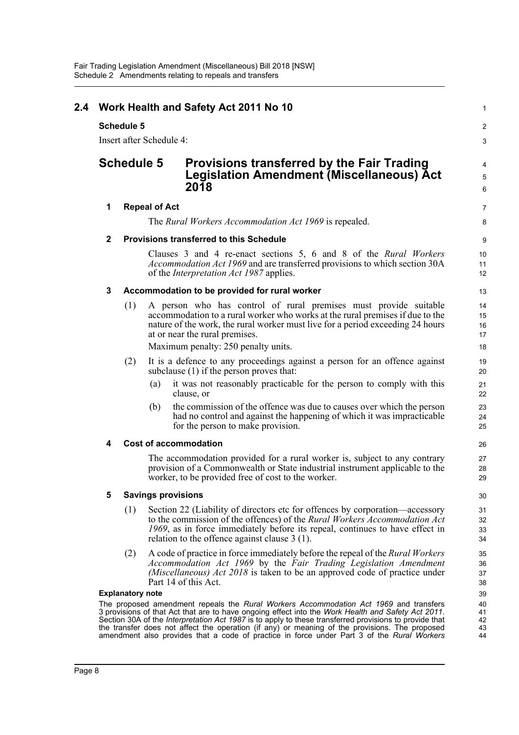## 2.4 Work Health and Safety Act 2011 No 10

**Schedule 5**

Insert after Schedule 4:

# Schedule 5 Provisions transferred by the Fair Trading Legislation Amendment (Miscellaneous) Act 2018

**1 Repeal of Act**

The *Rural Workers Accommodation Act 1969* is repealed.

**2 Provisions transferred to this Schedule**

Clauses 3 and 4 re-enact sections 5, 6 and 8 of the *Rural Workers Accommodation Act 1969* and are transferred provisions to which section 30A of the *Interpretation Act 1987* applies.

**3 Accommodation to be provided for rural worker**

(1) A person who has control of rural premises must provide suitable accommodation to a rural worker who works at the rural premises if due to the nature of the work, the rural worker must live for a period exceeding 24 hours at or near the rural premises.

Maximum penalty: 250 penalty units.

(2) It is a defence to any proceedings against a person for an offence against subclause (1) if the person proves that:

(a) it was not reasonably practicable for the person to comply with this clause, or

(b) the commission of the offence was due to causes over which the person had no control and against the happening of which it was impracticable for the person to make provision.

**4 Cost of accommodation**

The accommodation provided for a rural worker is, subject to any contrary provision of a Commonwealth or State industrial instrument applicable to the worker, to be provided free of cost to the worker.

**5 Savings provisions**

(1) Section 22 (Liability of directors etc for offences by corporation—accessory to the commission of the offences) of the *Rural Workers Accommodation Act 1969*, as in force immediately before its repeal, continues to have effect in relation to the offence against clause 3 (1).

(2) A code of practice in force immediately before the repeal of the *Rural Workers Accommodation Act 1969* by the *Fair Trading Legislation Amendment (Miscellaneous) Act 2018* is taken to be an approved code of practice under Part 14 of this Act.

**Explanatory note**

The proposed amendment repeals the *Rural Workers Accommodation Act 1969* and transfers 3 provisions of that Act that are to have ongoing effect into the *Work Health and Safety Act 2011*. Section 30A of the *Interpretation Act 1987* is to apply to these transferred provisions to provide that the transfer does not affect the operation (if any) or meaning of the provisions. The proposed amendment also provides that a code of practice in force under Part 3 of the *Rural Workers*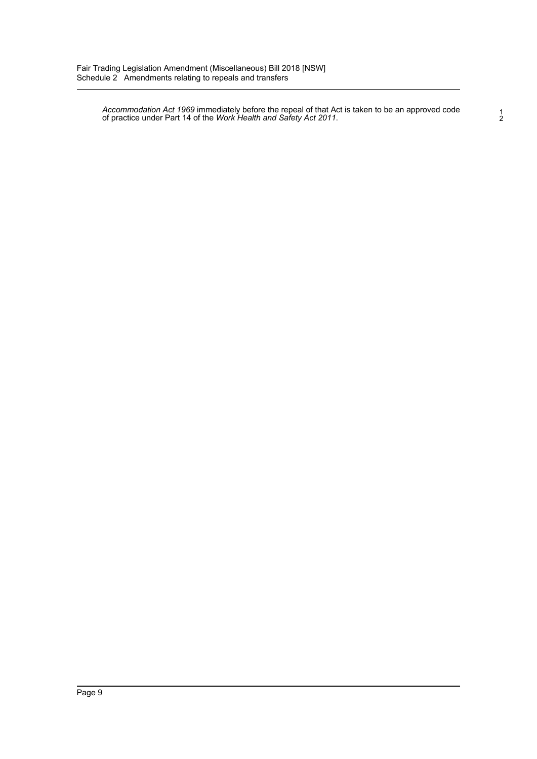*Accommodation Act 1969* immediately before the repeal of that Act is taken to be an approved code of practice under Part 14 of the *Work Health and Safety Act 2011*.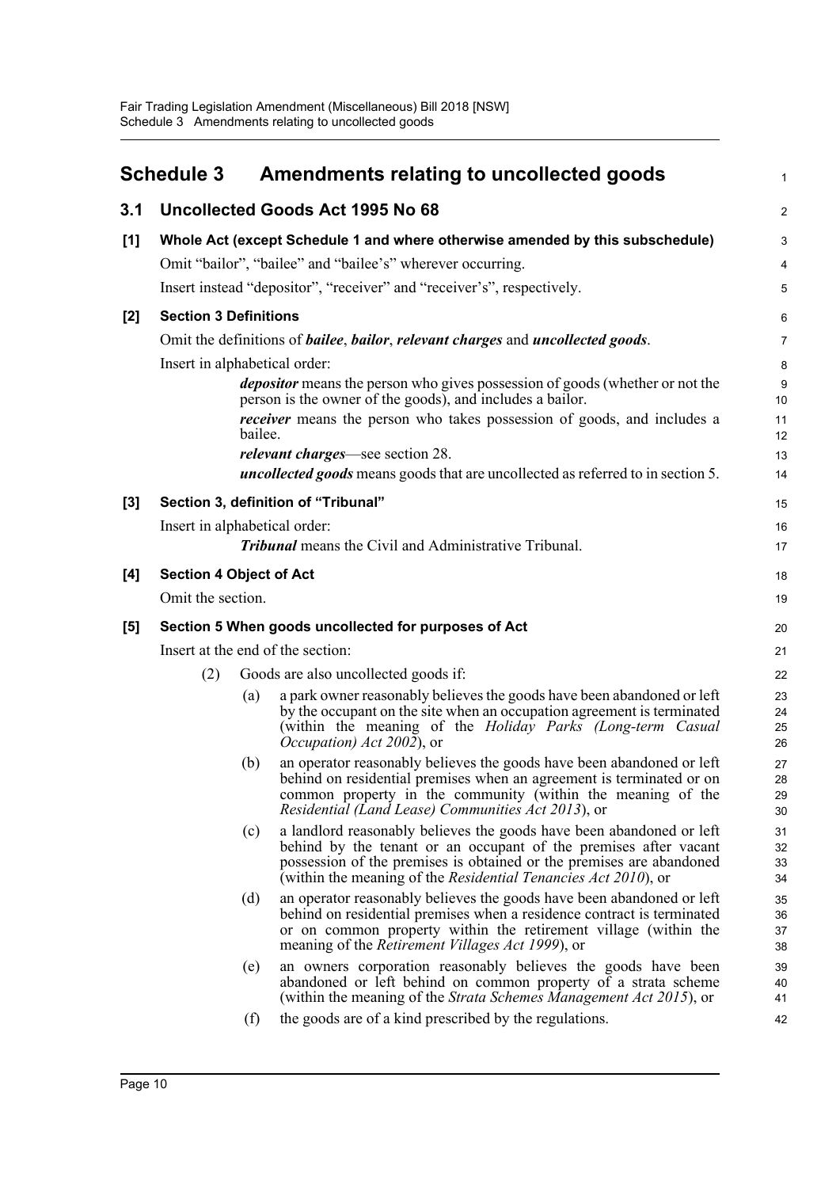# Schedule 3 Amendments relating to uncollected goods

## 3.1 Uncollected Goods Act 1995 No 68

### [1] Whole Act (except Schedule 1 and where otherwise amended by this subschedule)

Omit "bailor", "bailee" and "bailee's" wherever occurring.

Insert instead "depositor", "receiver" and "receiver's", respectively.

### [2] Section 3 Definitions

Omit the definitions of ***bailee***, ***bailor***, ***relevant charges*** and ***uncollected goods***.

Insert in alphabetical order:

> ***depositor*** means the person who gives possession of goods (whether or not the person is the owner of the goods), and includes a bailor.
>
> ***receiver*** means the person who takes possession of goods, and includes a bailee.
>
> ***relevant charges***—see section 28.
>
> ***uncollected goods*** means goods that are uncollected as referred to in section 5.

### [3] Section 3, definition of "Tribunal"

Insert in alphabetical order:

> ***Tribunal*** means the Civil and Administrative Tribunal.

### [4] Section 4 Object of Act

Omit the section.

### [5] Section 5 When goods uncollected for purposes of Act

Insert at the end of the section:

> (2) Goods are also uncollected goods if:
>
> (a) a park owner reasonably believes the goods have been abandoned or left by the occupant on the site when an occupation agreement is terminated (within the meaning of the *Holiday Parks (Long-term Casual Occupation) Act 2002*), or
>
> (b) an operator reasonably believes the goods have been abandoned or left behind on residential premises when an agreement is terminated or on common property in the community (within the meaning of the *Residential (Land Lease) Communities Act 2013*), or
>
> (c) a landlord reasonably believes the goods have been abandoned or left behind by the tenant or an occupant of the premises after vacant possession of the premises is obtained or the premises are abandoned (within the meaning of the *Residential Tenancies Act 2010*), or
>
> (d) an operator reasonably believes the goods have been abandoned or left behind on residential premises when a residence contract is terminated or on common property within the retirement village (within the meaning of the *Retirement Villages Act 1999*), or
>
> (e) an owners corporation reasonably believes the goods have been abandoned or left behind on common property of a strata scheme (within the meaning of the *Strata Schemes Management Act 2015*), or
>
> (f) the goods are of a kind prescribed by the regulations.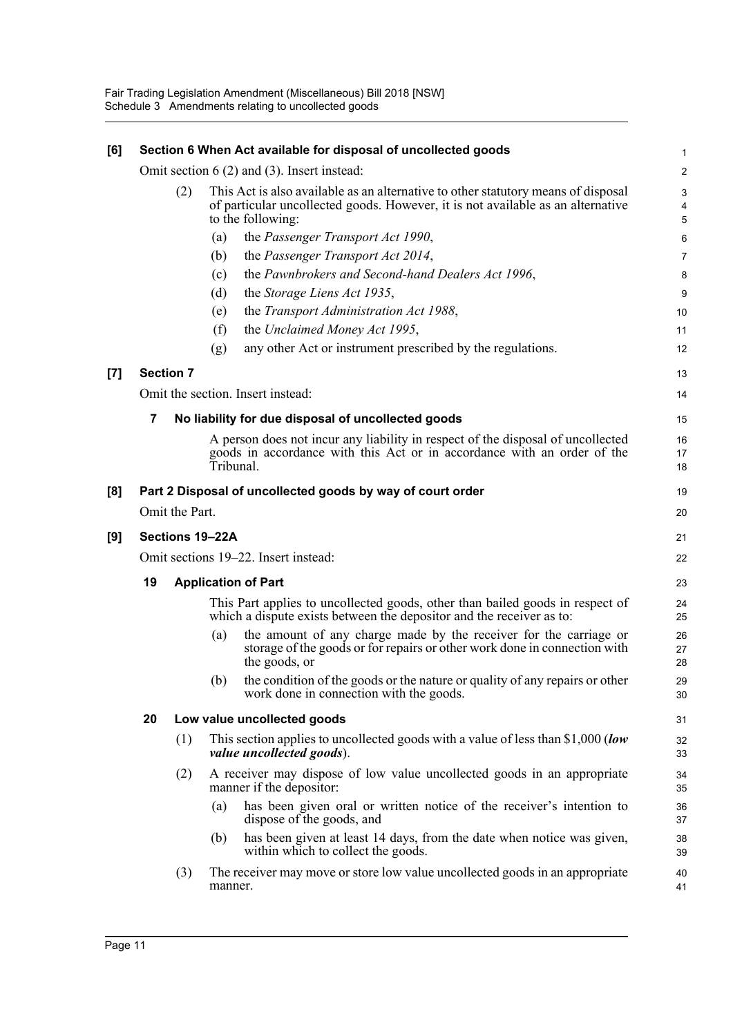**[6] Section 6 When Act available for disposal of uncollected goods**

Omit section 6 (2) and (3). Insert instead:

(2) This Act is also available as an alternative to other statutory means of disposal of particular uncollected goods. However, it is not available as an alternative to the following:

(a) the *Passenger Transport Act 1990*,

(b) the *Passenger Transport Act 2014*,

(c) the *Pawnbrokers and Second-hand Dealers Act 1996*,

(d) the *Storage Liens Act 1935*,

(e) the *Transport Administration Act 1988*,

(f) the *Unclaimed Money Act 1995*,

(g) any other Act or instrument prescribed by the regulations.

**[7] Section 7**

Omit the section. Insert instead:

**7 No liability for due disposal of uncollected goods**

A person does not incur any liability in respect of the disposal of uncollected goods in accordance with this Act or in accordance with an order of the Tribunal.

**[8] Part 2 Disposal of uncollected goods by way of court order**

Omit the Part.

**[9] Sections 19–22A**

Omit sections 19–22. Insert instead:

**19 Application of Part**

This Part applies to uncollected goods, other than bailed goods in respect of which a dispute exists between the depositor and the receiver as to:

(a) the amount of any charge made by the receiver for the carriage or storage of the goods or for repairs or other work done in connection with the goods, or

(b) the condition of the goods or the nature or quality of any repairs or other work done in connection with the goods.

**20 Low value uncollected goods**

(1) This section applies to uncollected goods with a value of less than $1,000 (***low value uncollected goods***).

(2) A receiver may dispose of low value uncollected goods in an appropriate manner if the depositor:

(a) has been given oral or written notice of the receiver's intention to dispose of the goods, and

(b) has been given at least 14 days, from the date when notice was given, within which to collect the goods.

(3) The receiver may move or store low value uncollected goods in an appropriate manner.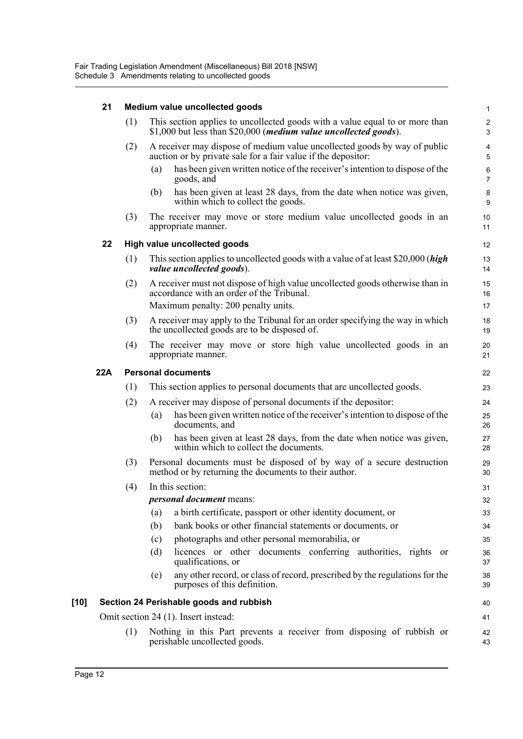**21 Medium value uncollected goods**

(1) This section applies to uncollected goods with a value equal to or more than $1,000 but less than $20,000 (***medium value uncollected goods***).

(2) A receiver may dispose of medium value uncollected goods by way of public auction or by private sale for a fair value if the depositor:

(a) has been given written notice of the receiver's intention to dispose of the goods, and

(b) has been given at least 28 days, from the date when notice was given, within which to collect the goods.

(3) The receiver may move or store medium value uncollected goods in an appropriate manner.

**22 High value uncollected goods**

(1) This section applies to uncollected goods with a value of at least $20,000 (***high value uncollected goods***).

(2) A receiver must not dispose of high value uncollected goods otherwise than in accordance with an order of the Tribunal.

Maximum penalty: 200 penalty units.

(3) A receiver may apply to the Tribunal for an order specifying the way in which the uncollected goods are to be disposed of.

(4) The receiver may move or store high value uncollected goods in an appropriate manner.

**22A Personal documents**

(1) This section applies to personal documents that are uncollected goods.

(2) A receiver may dispose of personal documents if the depositor:

(a) has been given written notice of the receiver's intention to dispose of the documents, and

(b) has been given at least 28 days, from the date when notice was given, within which to collect the documents.

(3) Personal documents must be disposed of by way of a secure destruction method or by returning the documents to their author.

(4) In this section:

***personal document*** means:

(a) a birth certificate, passport or other identity document, or

(b) bank books or other financial statements or documents, or

(c) photographs and other personal memorabilia, or

(d) licences or other documents conferring authorities, rights or qualifications, or

(e) any other record, or class of record, prescribed by the regulations for the purposes of this definition.

**[10] Section 24 Perishable goods and rubbish**

Omit section 24 (1). Insert instead:

(1) Nothing in this Part prevents a receiver from disposing of rubbish or perishable uncollected goods.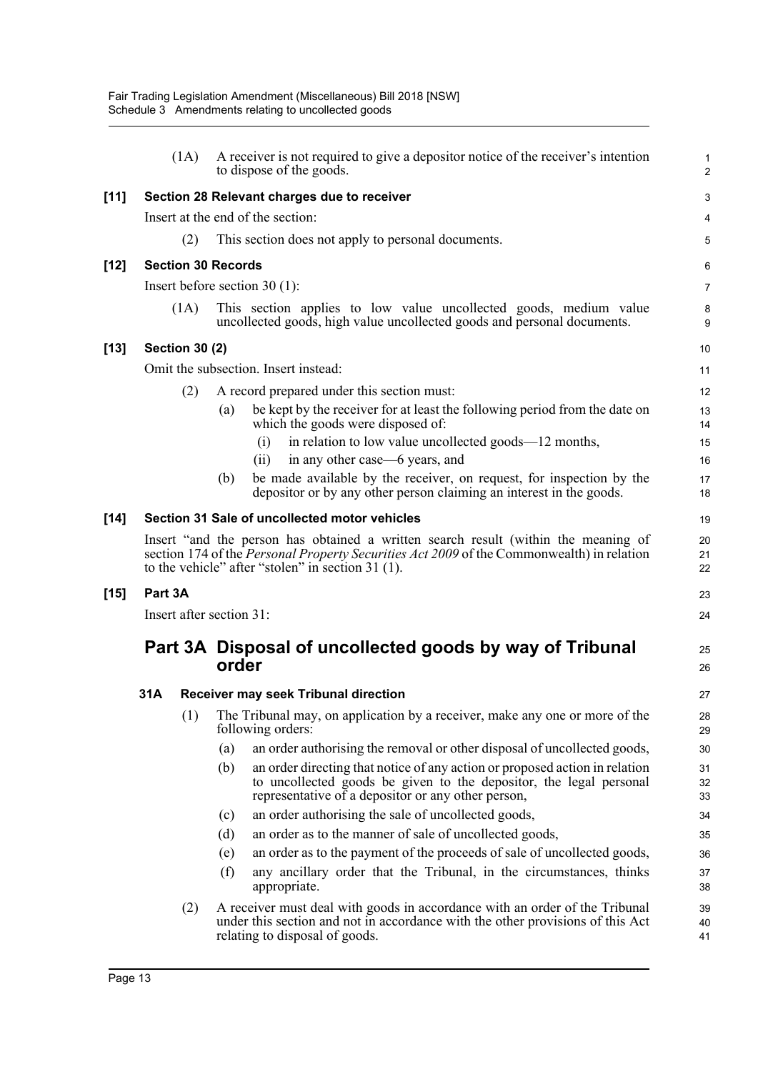(1A) A receiver is not required to give a depositor notice of the receiver's intention to dispose of the goods.

**[11] Section 28 Relevant charges due to receiver**

Insert at the end of the section:

(2) This section does not apply to personal documents.

**[12] Section 30 Records**

Insert before section 30 (1):

(1A) This section applies to low value uncollected goods, medium value uncollected goods, high value uncollected goods and personal documents.

**[13] Section 30 (2)**

Omit the subsection. Insert instead:

(2) A record prepared under this section must:

(a) be kept by the receiver for at least the following period from the date on which the goods were disposed of:

(i) in relation to low value uncollected goods—12 months,

(ii) in any other case—6 years, and

(b) be made available by the receiver, on request, for inspection by the depositor or by any other person claiming an interest in the goods.

**[14] Section 31 Sale of uncollected motor vehicles**

Insert "and the person has obtained a written search result (within the meaning of section 174 of the *Personal Property Securities Act 2009* of the Commonwealth) in relation to the vehicle" after "stolen" in section 31 (1).

**[15] Part 3A**

Insert after section 31:

## Part 3A Disposal of uncollected goods by way of Tribunal order

### 31A Receiver may seek Tribunal direction

(1) The Tribunal may, on application by a receiver, make any one or more of the following orders:

(a) an order authorising the removal or other disposal of uncollected goods,

(b) an order directing that notice of any action or proposed action in relation to uncollected goods be given to the depositor, the legal personal representative of a depositor or any other person,

(c) an order authorising the sale of uncollected goods,

(d) an order as to the manner of sale of uncollected goods,

(e) an order as to the payment of the proceeds of sale of uncollected goods,

(f) any ancillary order that the Tribunal, in the circumstances, thinks appropriate.

(2) A receiver must deal with goods in accordance with an order of the Tribunal under this section and not in accordance with the other provisions of this Act relating to disposal of goods.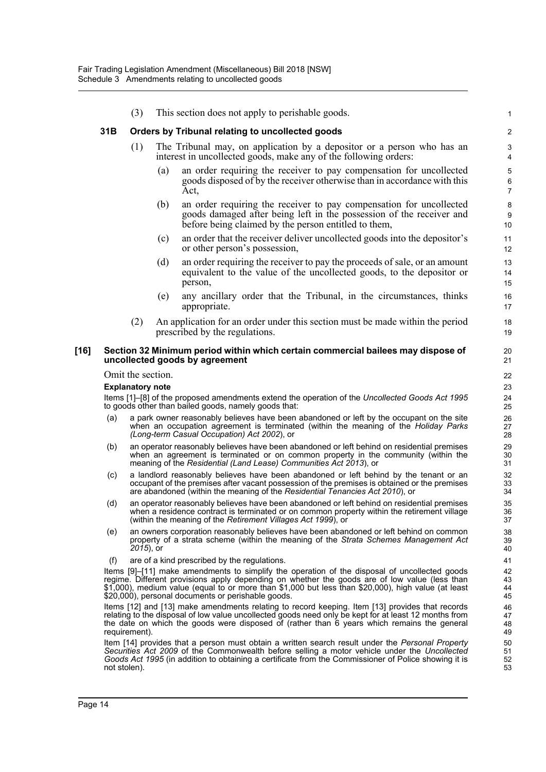(3) This section does not apply to perishable goods.

**31B Orders by Tribunal relating to uncollected goods**

(1) The Tribunal may, on application by a depositor or a person who has an interest in uncollected goods, make any of the following orders:

(a) an order requiring the receiver to pay compensation for uncollected goods disposed of by the receiver otherwise than in accordance with this Act,

(b) an order requiring the receiver to pay compensation for uncollected goods damaged after being left in the possession of the receiver and before being claimed by the person entitled to them,

(c) an order that the receiver deliver uncollected goods into the depositor's or other person's possession,

(d) an order requiring the receiver to pay the proceeds of sale, or an amount equivalent to the value of the uncollected goods, to the depositor or person,

(e) any ancillary order that the Tribunal, in the circumstances, thinks appropriate.

(2) An application for an order under this section must be made within the period prescribed by the regulations.

**[16] Section 32 Minimum period within which certain commercial bailees may dispose of uncollected goods by agreement**

Omit the section.

**Explanatory note**

Items [1]–[8] of the proposed amendments extend the operation of the *Uncollected Goods Act 1995* to goods other than bailed goods, namely goods that:

(a) a park owner reasonably believes have been abandoned or left by the occupant on the site when an occupation agreement is terminated (within the meaning of the *Holiday Parks (Long-term Casual Occupation) Act 2002*), or

(b) an operator reasonably believes have been abandoned or left behind on residential premises when an agreement is terminated or on common property in the community (within the meaning of the *Residential (Land Lease) Communities Act 2013*), or

(c) a landlord reasonably believes have been abandoned or left behind by the tenant or an occupant of the premises after vacant possession of the premises is obtained or the premises are abandoned (within the meaning of the *Residential Tenancies Act 2010*), or

(d) an operator reasonably believes have been abandoned or left behind on residential premises when a residence contract is terminated or on common property within the retirement village (within the meaning of the *Retirement Villages Act 1999*), or

(e) an owners corporation reasonably believes have been abandoned or left behind on common property of a strata scheme (within the meaning of the *Strata Schemes Management Act 2015*), or

(f) are of a kind prescribed by the regulations.

Items [9]–[11] make amendments to simplify the operation of the disposal of uncollected goods regime. Different provisions apply depending on whether the goods are of low value (less than $1,000), medium value (equal to or more than $1,000 but less than $20,000), high value (at least $20,000), personal documents or perishable goods.

Items [12] and [13] make amendments relating to record keeping. Item [13] provides that records relating to the disposal of low value uncollected goods need only be kept for at least 12 months from the date on which the goods were disposed of (rather than 6 years which remains the general requirement).

Item [14] provides that a person must obtain a written search result under the *Personal Property Securities Act 2009* of the Commonwealth before selling a motor vehicle under the *Uncollected Goods Act 1995* (in addition to obtaining a certificate from the Commissioner of Police showing it is not stolen).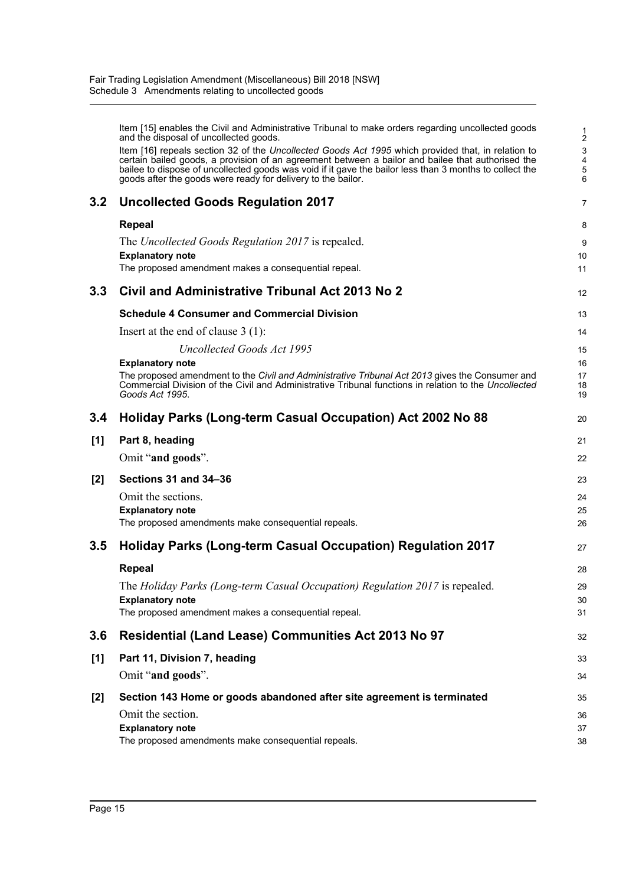Item [15] enables the Civil and Administrative Tribunal to make orders regarding uncollected goods and the disposal of uncollected goods.

Item [16] repeals section 32 of the *Uncollected Goods Act 1995* which provided that, in relation to certain bailed goods, a provision of an agreement between a bailor and bailee that authorised the bailee to dispose of uncollected goods was void if it gave the bailor less than 3 months to collect the goods after the goods were ready for delivery to the bailor.

## 3.2 Uncollected Goods Regulation 2017

**Repeal**

The *Uncollected Goods Regulation 2017* is repealed.

**Explanatory note**

The proposed amendment makes a consequential repeal.

## 3.3 Civil and Administrative Tribunal Act 2013 No 2

**Schedule 4 Consumer and Commercial Division**

Insert at the end of clause 3 (1):

*Uncollected Goods Act 1995*

**Explanatory note**

The proposed amendment to the *Civil and Administrative Tribunal Act 2013* gives the Consumer and Commercial Division of the Civil and Administrative Tribunal functions in relation to the *Uncollected Goods Act 1995*.

## 3.4 Holiday Parks (Long-term Casual Occupation) Act 2002 No 88

**[1] Part 8, heading**

Omit "**and goods**".

**[2] Sections 31 and 34–36**

Omit the sections.

**Explanatory note**

The proposed amendments make consequential repeals.

## 3.5 Holiday Parks (Long-term Casual Occupation) Regulation 2017

**Repeal**

The *Holiday Parks (Long-term Casual Occupation) Regulation 2017* is repealed.

**Explanatory note**

The proposed amendment makes a consequential repeal.

## 3.6 Residential (Land Lease) Communities Act 2013 No 97

**[1] Part 11, Division 7, heading**

Omit "**and goods**".

**[2] Section 143 Home or goods abandoned after site agreement is terminated**

Omit the section.

**Explanatory note**

The proposed amendments make consequential repeals.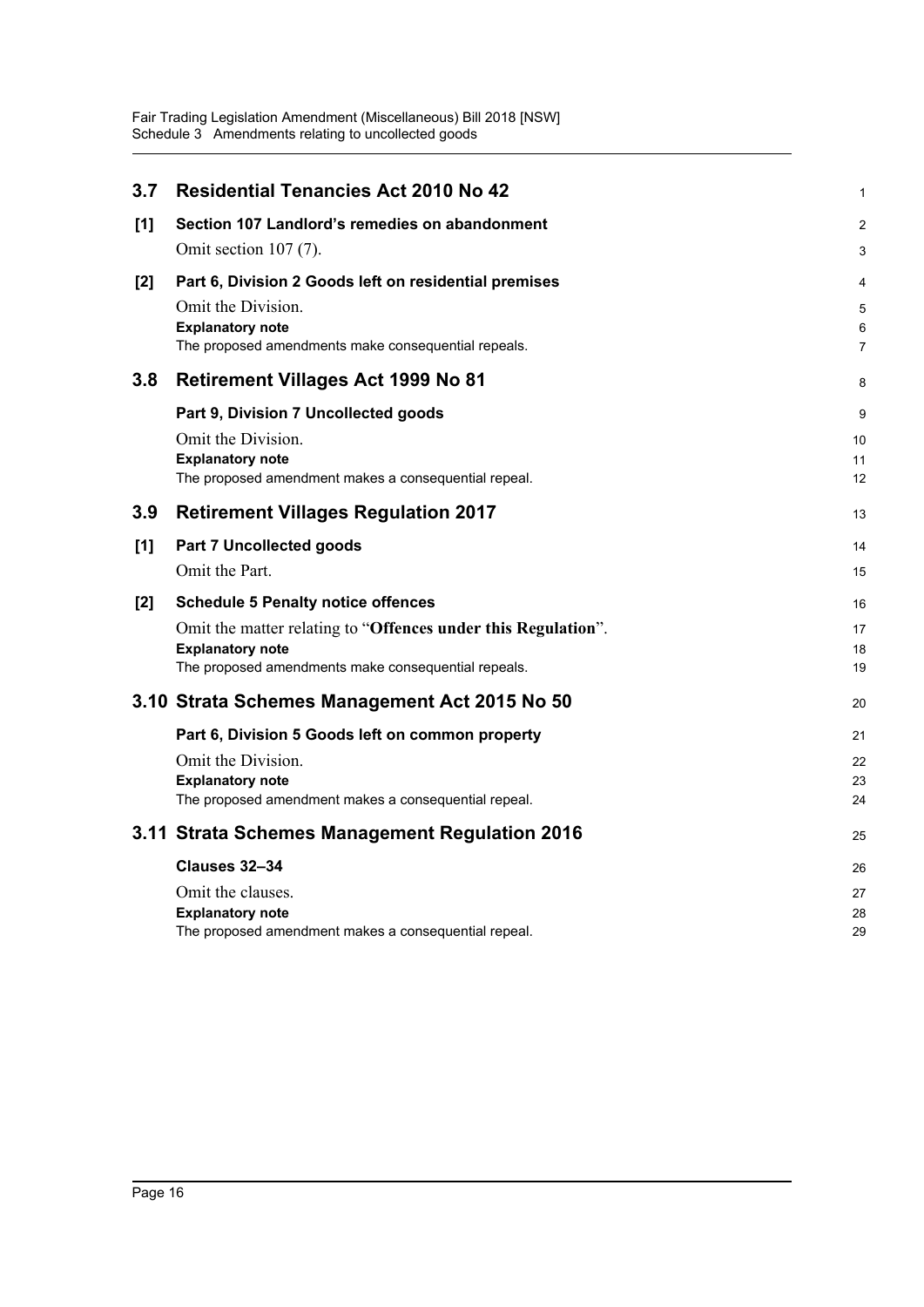## 3.7 Residential Tenancies Act 2010 No 42

**[1] Section 107 Landlord's remedies on abandonment**

Omit section 107 (7).

**[2] Part 6, Division 2 Goods left on residential premises**

Omit the Division.

**Explanatory note**

The proposed amendments make consequential repeals.

## 3.8 Retirement Villages Act 1999 No 81

**Part 9, Division 7 Uncollected goods**

Omit the Division.

**Explanatory note**

The proposed amendment makes a consequential repeal.

## 3.9 Retirement Villages Regulation 2017

**[1] Part 7 Uncollected goods**

Omit the Part.

**[2] Schedule 5 Penalty notice offences**

Omit the matter relating to "**Offences under this Regulation**".

**Explanatory note**

The proposed amendments make consequential repeals.

## 3.10 Strata Schemes Management Act 2015 No 50

**Part 6, Division 5 Goods left on common property**

Omit the Division.

**Explanatory note**

The proposed amendment makes a consequential repeal.

## 3.11 Strata Schemes Management Regulation 2016

**Clauses 32–34**

Omit the clauses.

**Explanatory note**

The proposed amendment makes a consequential repeal.